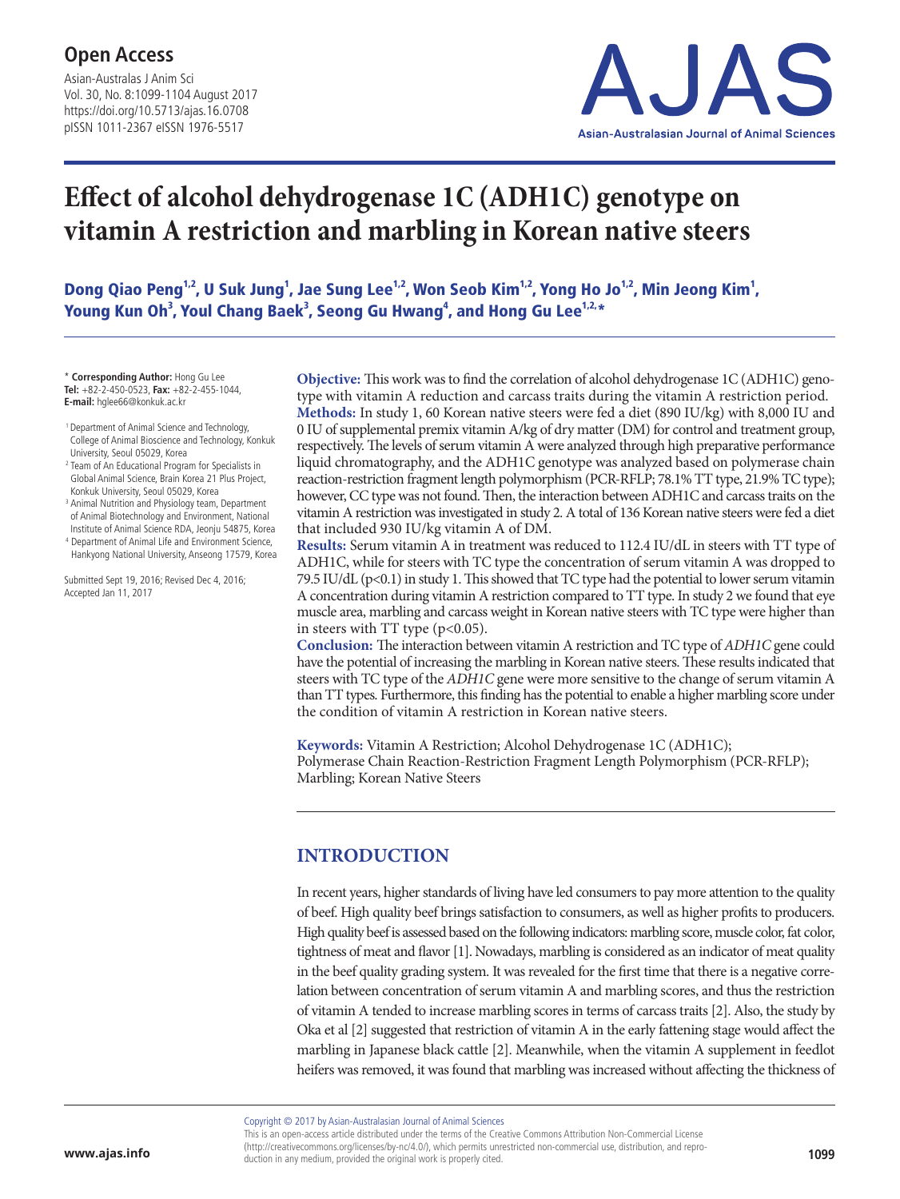# Effect of alcohol dehydrogenase 1C (ADH1C) genotype on vitamin A restriction and marbling in Korean native steers

**Dong Qiao Peng[1,2], U Suk Jung[1], Jae Sung Lee[1,2], Won Seob Kim[1,2], Yong Ho Jo[1,2], Min Jeong Kim[1], Young Kun Oh[3], Youl Chang Baek[3], Seong Gu Hwang[4], and Hong Gu Lee[1,2,*]**

\* **Corresponding Author:** Hong Gu Lee
**Tel:** +82-2-450-0523, **Fax:** +82-2-455-1044,
**E-mail:** hglee66@konkuk.ac.kr

[1] Department of Animal Science and Technology, College of Animal Bioscience and Technology, Konkuk University, Seoul 05029, Korea
[2] Team of An Educational Program for Specialists in Global Animal Science, Brain Korea 21 Plus Project, Konkuk University, Seoul 05029, Korea
[3] Animal Nutrition and Physiology team, Department of Animal Biotechnology and Environment, National Institute of Animal Science RDA, Jeonju 54875, Korea
[4] Department of Animal Life and Environment Science, Hankyong National University, Anseong 17579, Korea

Submitted Sept 19, 2016; Revised Dec 4, 2016; Accepted Jan 11, 2017

**Objective:** This work was to find the correlation of alcohol dehydrogenase 1C (ADH1C) genotype with vitamin A reduction and carcass traits during the vitamin A restriction period.

**Methods:** In study 1, 60 Korean native steers were fed a diet (890 IU/kg) with 8,000 IU and 0 IU of supplemental premix vitamin A/kg of dry matter (DM) for control and treatment group, respectively. The levels of serum vitamin A were analyzed through high preparative performance liquid chromatography, and the ADH1C genotype was analyzed based on polymerase chain reaction-restriction fragment length polymorphism (PCR-RFLP; 78.1% TT type, 21.9% TC type); however, CC type was not found. Then, the interaction between ADH1C and carcass traits on the vitamin A restriction was investigated in study 2. A total of 136 Korean native steers were fed a diet that included 930 IU/kg vitamin A of DM.

**Results:** Serum vitamin A in treatment was reduced to 112.4 IU/dL in steers with TT type of ADH1C, while for steers with TC type the concentration of serum vitamin A was dropped to 79.5 IU/dL ($p<0.1$) in study 1. This showed that TC type had the potential to lower serum vitamin A concentration during vitamin A restriction compared to TT type. In study 2 we found that eye muscle area, marbling and carcass weight in Korean native steers with TC type were higher than in steers with TT type ($p<0.05$).

**Conclusion:** The interaction between vitamin A restriction and TC type of *ADH1C* gene could have the potential of increasing the marbling in Korean native steers. These results indicated that steers with TC type of the *ADH1C* gene were more sensitive to the change of serum vitamin A than TT types. Furthermore, this finding has the potential to enable a higher marbling score under the condition of vitamin A restriction in Korean native steers.

**Keywords:** Vitamin A Restriction; Alcohol Dehydrogenase 1C (ADH1C); Polymerase Chain Reaction-Restriction Fragment Length Polymorphism (PCR-RFLP); Marbling; Korean Native Steers

## INTRODUCTION

In recent years, higher standards of living have led consumers to pay more attention to the quality of beef. High quality beef brings satisfaction to consumers, as well as higher profits to producers. High quality beef is assessed based on the following indicators: marbling score, muscle color, fat color, tightness of meat and flavor [1]. Nowadays, marbling is considered as an indicator of meat quality in the beef quality grading system. It was revealed for the first time that there is a negative correlation between concentration of serum vitamin A and marbling scores, and thus the restriction of vitamin A tended to increase marbling scores in terms of carcass traits [2]. Also, the study by Oka et al [2] suggested that restriction of vitamin A in the early fattening stage would affect the marbling in Japanese black cattle [2]. Meanwhile, when the vitamin A supplement in feedlot heifers was removed, it was found that marbling was increased without affecting the thickness of

Copyright © 2017 by Asian-Australasian Journal of Animal Sciences
This is an open-access article distributed under the terms of the Creative Commons Attribution Non-Commercial License (http://creativecommons.org/licenses/by-nc/4.0/), which permits unrestricted non-commercial use, distribution, and reproduction in any medium, provided the original work is properly cited.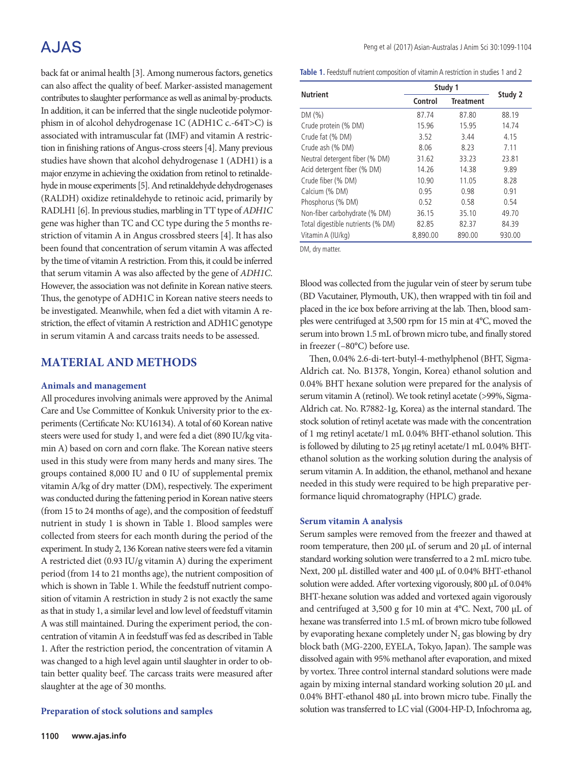back fat or animal health [3]. Among numerous factors, genetics can also affect the quality of beef. Marker-assisted management contributes to slaughter performance as well as animal by-products. In addition, it can be inferred that the single nucleotide polymorphism in of alcohol dehydrogenase 1C (ADH1C c.-64T>C) is associated with intramuscular fat (IMF) and vitamin A restriction in finishing rations of Angus-cross steers [4]. Many previous studies have shown that alcohol dehydrogenase 1 (ADH1) is a major enzyme in achieving the oxidation from retinol to retinaldehyde in mouse experiments [5]. And retinaldehyde dehydrogenases (RALDH) oxidize retinaldehyde to retinoic acid, primarily by RADLH1 [6]. In previous studies, marbling in TT type of *ADH1C* gene was higher than TC and CC type during the 5 months restriction of vitamin A in Angus crossbred steers [4]. It has also been found that concentration of serum vitamin A was affected by the time of vitamin A restriction. From this, it could be inferred that serum vitamin A was also affected by the gene of *ADH1C*. However, the association was not definite in Korean native steers. Thus, the genotype of ADH1C in Korean native steers needs to be investigated. Meanwhile, when fed a diet with vitamin A restriction, the effect of vitamin A restriction and ADH1C genotype in serum vitamin A and carcass traits needs to be assessed.

## MATERIAL AND METHODS

### Animals and management

All procedures involving animals were approved by the Animal Care and Use Committee of Konkuk University prior to the experiments (Certificate No: KU16134). A total of 60 Korean native steers were used for study 1, and were fed a diet (890 IU/kg vitamin A) based on corn and corn flake. The Korean native steers used in this study were from many herds and many sires. The groups contained 8,000 IU and 0 IU of supplemental premix vitamin A/kg of dry matter (DM), respectively. The experiment was conducted during the fattening period in Korean native steers (from 15 to 24 months of age), and the composition of feedstuff nutrient in study 1 is shown in Table 1. Blood samples were collected from steers for each month during the period of the experiment. In study 2, 136 Korean native steers were fed a vitamin A restricted diet (0.93 IU/g vitamin A) during the experiment period (from 14 to 21 months age), the nutrient composition of which is shown in Table 1. While the feedstuff nutrient composition of vitamin A restriction in study 2 is not exactly the same as that in study 1, a similar level and low level of feedstuff vitamin A was still maintained. During the experiment period, the concentration of vitamin A in feedstuff was fed as described in Table 1. After the restriction period, the concentration of vitamin A was changed to a high level again until slaughter in order to obtain better quality beef. The carcass traits were measured after slaughter at the age of 30 months.

### Preparation of stock solutions and samples

**Table 1.** Feedstuff nutrient composition of vitamin A restriction in studies 1 and 2

| Nutrient | Study 1 | | Study 2 |
|---|---|---|---|
| | Control | Treatment | |
| DM (%) | 87.74 | 87.80 | 88.19 |
| Crude protein (% DM) | 15.96 | 15.95 | 14.74 |
| Crude fat (% DM) | 3.52 | 3.44 | 4.15 |
| Crude ash (% DM) | 8.06 | 8.23 | 7.11 |
| Neutral detergent fiber (% DM) | 31.62 | 33.23 | 23.81 |
| Acid detergent fiber (% DM) | 14.26 | 14.38 | 9.89 |
| Crude fiber (% DM) | 10.90 | 11.05 | 8.28 |
| Calcium (% DM) | 0.95 | 0.98 | 0.91 |
| Phosphorus (% DM) | 0.52 | 0.58 | 0.54 |
| Non-fiber carbohydrate (% DM) | 36.15 | 35.10 | 49.70 |
| Total digestible nutrients (% DM) | 82.85 | 82.37 | 84.39 |
| Vitamin A (IU/kg) | 8,890.00 | 890.00 | 930.00 |

DM, dry matter.

Blood was collected from the jugular vein of steer by serum tube (BD Vacutainer, Plymouth, UK), then wrapped with tin foil and placed in the ice box before arriving at the lab. Then, blood samples were centrifuged at 3,500 rpm for 15 min at 4°C, moved the serum into brown 1.5 mL of brown micro tube, and finally stored in freezer (−80°C) before use.

Then, 0.04% 2.6-di-tert-butyl-4-methylphenol (BHT, Sigma-Aldrich cat. No. B1378, Yongin, Korea) ethanol solution and 0.04% BHT hexane solution were prepared for the analysis of serum vitamin A (retinol). We took retinyl acetate (>99%, Sigma-Aldrich cat. No. R7882-1g, Korea) as the internal standard. The stock solution of retinyl acetate was made with the concentration of 1 mg retinyl acetate/1 mL 0.04% BHT-ethanol solution. This is followed by diluting to 25 μg retinyl acetate/1 mL 0.04% BHT-ethanol solution as the working solution during the analysis of serum vitamin A. In addition, the ethanol, methanol and hexane needed in this study were required to be high preparative performance liquid chromatography (HPLC) grade.

### Serum vitamin A analysis

Serum samples were removed from the freezer and thawed at room temperature, then 200 μL of serum and 20 μL of internal standard working solution were transferred to a 2 mL micro tube. Next, 200 μL distilled water and 400 μL of 0.04% BHT-ethanol solution were added. After vortexing vigorously, 800 μL of 0.04% BHT-hexane solution was added and vortexed again vigorously and centrifuged at 3,500 g for 10 min at 4°C. Next, 700 μL of hexane was transferred into 1.5 mL of brown micro tube followed by evaporating hexane completely under $N_2$ gas blowing by dry block bath (MG-2200, EYELA, Tokyo, Japan). The sample was dissolved again with 95% methanol after evaporation, and mixed by vortex. Three control internal standard solutions were made again by mixing internal standard working solution 20 μL and 0.04% BHT-ethanol 480 μL into brown micro tube. Finally the solution was transferred to LC vial (G004-HP-D, Infochroma ag,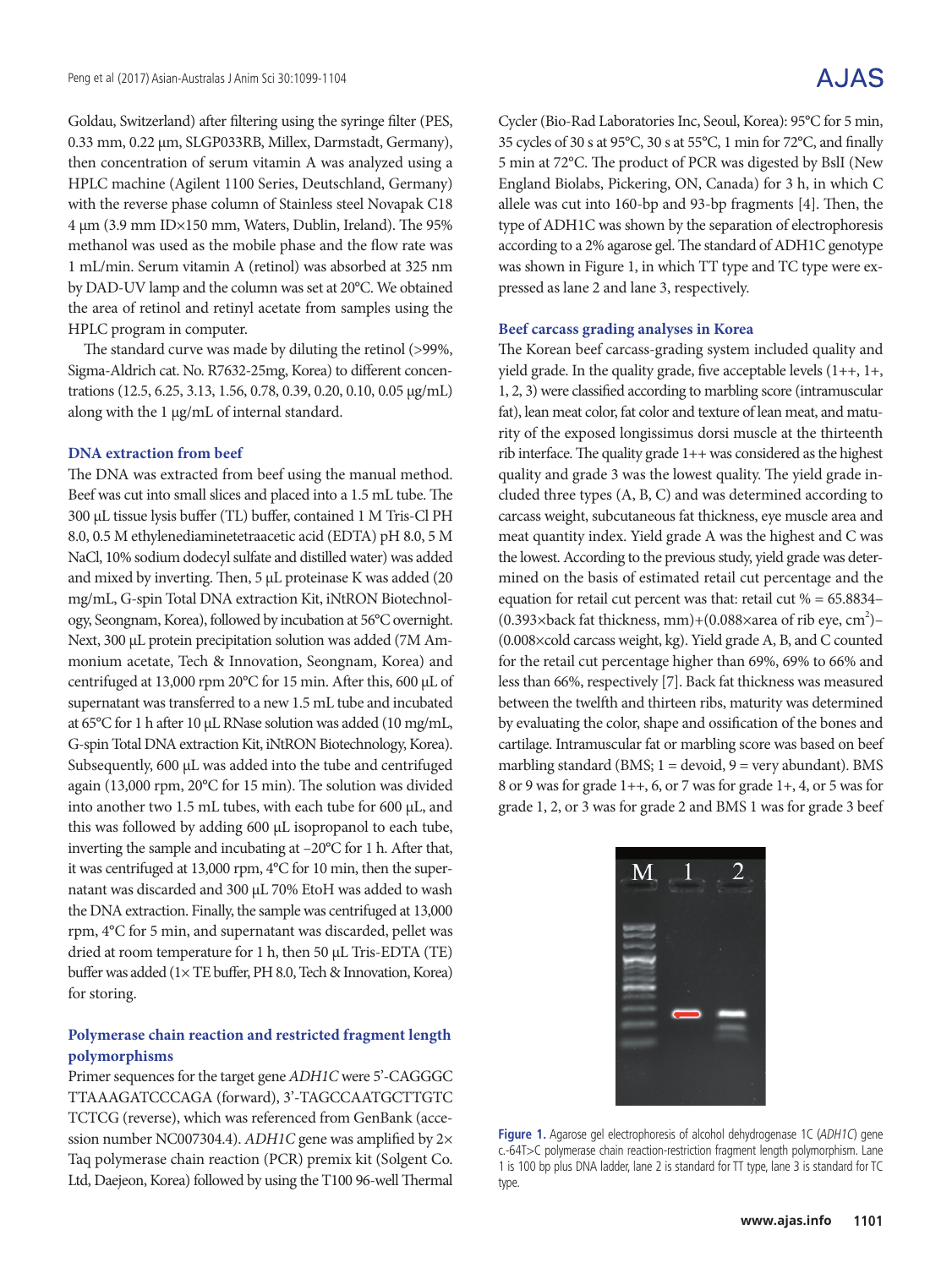Goldau, Switzerland) after filtering using the syringe filter (PES, 0.33 mm, 0.22 μm, SLGP033RB, Millex, Darmstadt, Germany), then concentration of serum vitamin A was analyzed using a HPLC machine (Agilent 1100 Series, Deutschland, Germany) with the reverse phase column of Stainless steel Novapak C18 4 μm (3.9 mm ID×150 mm, Waters, Dublin, Ireland). The 95% methanol was used as the mobile phase and the flow rate was 1 mL/min. Serum vitamin A (retinol) was absorbed at 325 nm by DAD-UV lamp and the column was set at 20°C. We obtained the area of retinol and retinyl acetate from samples using the HPLC program in computer.

The standard curve was made by diluting the retinol (>99%, Sigma-Aldrich cat. No. R7632-25mg, Korea) to different concentrations (12.5, 6.25, 3.13, 1.56, 0.78, 0.39, 0.20, 0.10, 0.05 μg/mL) along with the 1 μg/mL of internal standard.

### DNA extraction from beef

The DNA was extracted from beef using the manual method. Beef was cut into small slices and placed into a 1.5 mL tube. The 300 μL tissue lysis buffer (TL) buffer, contained 1 M Tris-Cl PH 8.0, 0.5 M ethylenediaminetetraacetic acid (EDTA) pH 8.0, 5 M NaCl, 10% sodium dodecyl sulfate and distilled water) was added and mixed by inverting. Then, 5 μL proteinase K was added (20 mg/mL, G-spin Total DNA extraction Kit, iNtRON Biotechnology, Seongnam, Korea), followed by incubation at 56°C overnight. Next, 300 μL protein precipitation solution was added (7M Ammonium acetate, Tech & Innovation, Seongnam, Korea) and centrifuged at 13,000 rpm 20°C for 15 min. After this, 600 μL of supernatant was transferred to a new 1.5 mL tube and incubated at 65°C for 1 h after 10 μL RNase solution was added (10 mg/mL, G-spin Total DNA extraction Kit, iNtRON Biotechnology, Korea). Subsequently, 600 μL was added into the tube and centrifuged again (13,000 rpm, 20°C for 15 min). The solution was divided into another two 1.5 mL tubes, with each tube for 600 μL, and this was followed by adding 600 μL isopropanol to each tube, inverting the sample and incubating at –20°C for 1 h. After that, it was centrifuged at 13,000 rpm, 4°C for 10 min, then the supernatant was discarded and 300 μL 70% EtoH was added to wash the DNA extraction. Finally, the sample was centrifuged at 13,000 rpm, 4°C for 5 min, and supernatant was discarded, pellet was dried at room temperature for 1 h, then 50 μL Tris-EDTA (TE) buffer was added (1× TE buffer, PH 8.0, Tech & Innovation, Korea) for storing.

### Polymerase chain reaction and restricted fragment length polymorphisms

Primer sequences for the target gene *ADH1C* were 5'-CAGGGC TTAAAGATCCCAGA (forward), 3'-TAGCCAATGCTTGTC TCTCG (reverse), which was referenced from GenBank (accession number NC007304.4). *ADH1C* gene was amplified by 2× Taq polymerase chain reaction (PCR) premix kit (Solgent Co. Ltd, Daejeon, Korea) followed by using the T100 96-well Thermal Cycler (Bio-Rad Laboratories Inc, Seoul, Korea): 95°C for 5 min, 35 cycles of 30 s at 95°C, 30 s at 55°C, 1 min for 72°C, and finally 5 min at 72°C. The product of PCR was digested by BslI (New England Biolabs, Pickering, ON, Canada) for 3 h, in which C allele was cut into 160-bp and 93-bp fragments [4]. Then, the type of ADH1C was shown by the separation of electrophoresis according to a 2% agarose gel. The standard of ADH1C genotype was shown in Figure 1, in which TT type and TC type were expressed as lane 2 and lane 3, respectively.

### Beef carcass grading analyses in Korea

The Korean beef carcass-grading system included quality and yield grade. In the quality grade, five acceptable levels (1++, 1+, 1, 2, 3) were classified according to marbling score (intramuscular fat), lean meat color, fat color and texture of lean meat, and maturity of the exposed longissimus dorsi muscle at the thirteenth rib interface. The quality grade 1++ was considered as the highest quality and grade 3 was the lowest quality. The yield grade included three types (A, B, C) and was determined according to carcass weight, subcutaneous fat thickness, eye muscle area and meat quantity index. Yield grade A was the highest and C was the lowest. According to the previous study, yield grade was determined on the basis of estimated retail cut percentage and the equation for retail cut percent was that: retail cut % = 65.8834–(0.393×back fat thickness, mm)+(0.088×area of rib eye, $cm^2$)–(0.008×cold carcass weight, kg). Yield grade A, B, and C counted for the retail cut percentage higher than 69%, 69% to 66% and less than 66%, respectively [7]. Back fat thickness was measured between the twelfth and thirteen ribs, maturity was determined by evaluating the color, shape and ossification of the bones and cartilage. Intramuscular fat or marbling score was based on beef marbling standard (BMS; 1 = devoid, 9 = very abundant). BMS 8 or 9 was for grade 1++, 6, or 7 was for grade 1+, 4, or 5 was for grade 1, 2, or 3 was for grade 2 and BMS 1 was for grade 3 beef

**Figure 1.** Agarose gel electrophoresis of alcohol dehydrogenase 1C (*ADH1C*) gene c.-64T>C polymerase chain reaction-restriction fragment length polymorphism. Lane 1 is 100 bp plus DNA ladder, lane 2 is standard for TT type, lane 3 is standard for TC type.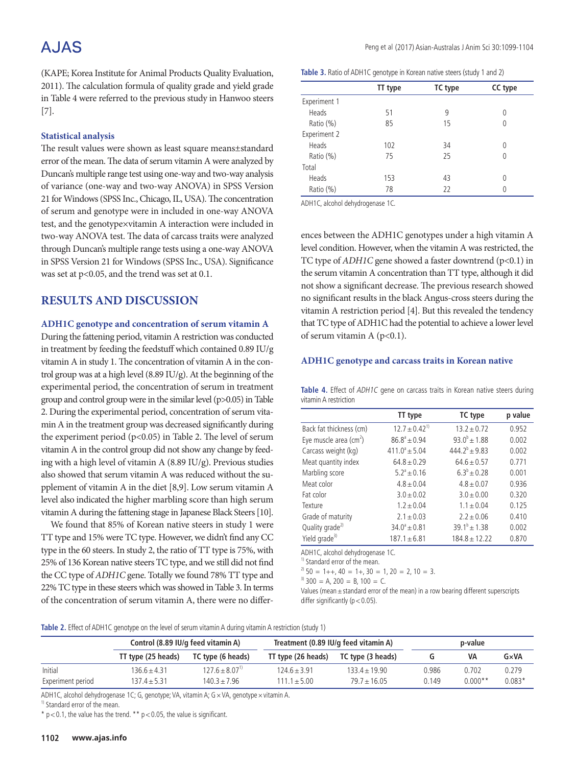(KAPE; Korea Institute for Animal Products Quality Evaluation, 2011). The calculation formula of quality grade and yield grade in Table 4 were referred to the previous study in Hanwoo steers [7].

### Statistical analysis

The result values were shown as least square means±standard error of the mean. The data of serum vitamin A were analyzed by Duncan's multiple range test using one-way and two-way analysis of variance (one-way and two-way ANOVA) in SPSS Version 21 for Windows (SPSS Inc., Chicago, IL, USA). The concentration of serum and genotype were in included in one-way ANOVA test, and the genotype×vitamin A interaction were included in two-way ANOVA test. The data of carcass traits were analyzed through Duncan's multiple range tests using a one-way ANOVA in SPSS Version 21 for Windows (SPSS Inc., USA). Significance was set at $p<0.05$, and the trend was set at 0.1.

## RESULTS AND DISCUSSION

### ADH1C genotype and concentration of serum vitamin A

During the fattening period, vitamin A restriction was conducted in treatment by feeding the feedstuff which contained 0.89 IU/g vitamin A in study 1. The concentration of vitamin A in the control group was at a high level (8.89 IU/g). At the beginning of the experimental period, the concentration of serum in treatment group and control group were in the similar level ($p>0.05$) in Table 2. During the experimental period, concentration of serum vitamin A in the treatment group was decreased significantly during the experiment period ($p<0.05$) in Table 2. The level of serum vitamin A in the control group did not show any change by feeding with a high level of vitamin A (8.89 IU/g). Previous studies also showed that serum vitamin A was reduced without the supplement of vitamin A in the diet [8,9]. Low serum vitamin A level also indicated the higher marbling score than high serum vitamin A during the fattening stage in Japanese Black Steers [10].

We found that 85% of Korean native steers in study 1 were TT type and 15% were TC type. However, we didn't find any CC type in the 60 steers. In study 2, the ratio of TT type is 75%, with 25% of 136 Korean native steers TC type, and we still did not find the CC type of *ADH1C* gene. Totally we found 78% TT type and 22% TC type in these steers which was showed in Table 3. In terms of the concentration of serum vitamin A, there were no differences between the ADH1C genotypes under a high vitamin A level condition. However, when the vitamin A was restricted, the TC type of *ADH1C* gene showed a faster downtrend ($p<0.1$) in the serum vitamin A concentration than TT type, although it did not show a significant decrease. The previous research showed no significant results in the black Angus-cross steers during the vitamin A restriction period [4]. But this revealed the tendency that TC type of ADH1C had the potential to achieve a lower level of serum vitamin A ($p<0.1$).

**Table 3.** Ratio of ADH1C genotype in Korean native steers (study 1 and 2)

| | TT type | TC type | CC type |
|---|---|---|---|
| Experiment 1 | | | |
| Heads | 51 | 9 | 0 |
| Ratio (%) | 85 | 15 | 0 |
| Experiment 2 | | | |
| Heads | 102 | 34 | 0 |
| Ratio (%) | 75 | 25 | 0 |
| Total | | | |
| Heads | 153 | 43 | 0 |
| Ratio (%) | 78 | 22 | 0 |

ADH1C, alcohol dehydrogenase 1C.

### ADH1C genotype and carcass traits in Korean native

**Table 4.** Effect of *ADH1C* gene on carcass traits in Korean native steers during vitamin A restriction

| | TT type | TC type | p value |
|---|---|---|---|
| Back fat thickness (cm) | 12.7±0.42[1)] | 13.2±0.72 | 0.952 |
| Eye muscle area ($cm^2$) | $86.8^a$±0.94 | $93.0^b$±1.88 | 0.002 |
| Carcass weight (kg) | $411.0^a$±5.04 | $444.2^b$±9.83 | 0.002 |
| Meat quantity index | 64.8±0.29 | 64.6±0.57 | 0.771 |
| Marbling score | $5.2^a$±0.16 | $6.3^b$±0.28 | 0.001 |
| Meat color | 4.8±0.04 | 4.8±0.07 | 0.936 |
| Fat color | 3.0±0.02 | 3.0±0.00 | 0.320 |
| Texture | 1.2±0.04 | 1.1±0.04 | 0.125 |
| Grade of maturity | 2.1±0.03 | 2.2±0.06 | 0.410 |
| Quality grade[2)] | $34.0^a$±0.81 | $39.1^b$±1.38 | 0.002 |
| Yield grade[3)] | 187.1±6.81 | 184.8±12.22 | 0.870 |

ADH1C, alcohol dehydrogenase 1C.
[1)] Standard error of the mean.
[2)] 50 = 1++, 40 = 1+, 30 = 1, 20 = 2, 10 = 3.
[3)] 300 = A, 200 = B, 100 = C.
Values (mean±standard error of the mean) in a row bearing different superscripts differ significantly ($p<0.05$).

**Table 2.** Effect of ADH1C genotype on the level of serum vitamin A during vitamin A restriction (study 1)

| | Control (8.89 IU/g feed vitamin A) | | Treatment (0.89 IU/g feed vitamin A) | | p-value | | |
|---|---|---|---|---|---|---|---|
| | TT type (25 heads) | TC type (6 heads) | TT type (26 heads) | TC type (3 heads) | G | VA | G×VA |
| Initial | 136.6±4.31 | 127.6±8.07[1)] | 124.6±3.91 | 133.4±19.90 | 0.986 | 0.702 | 0.279 |
| Experiment period | 137.4±5.31 | 140.3±7.96 | 111.1±5.00 | 79.7±16.05 | 0.149 | 0.000** | 0.083* |

ADH1C, alcohol dehydrogenase 1C; G, genotype; VA, vitamin A; G×VA, genotype×vitamin A.
[1)] Standard error of the mean.
* $p<0.1$, the value has the trend. ** $p<0.05$, the value is significant.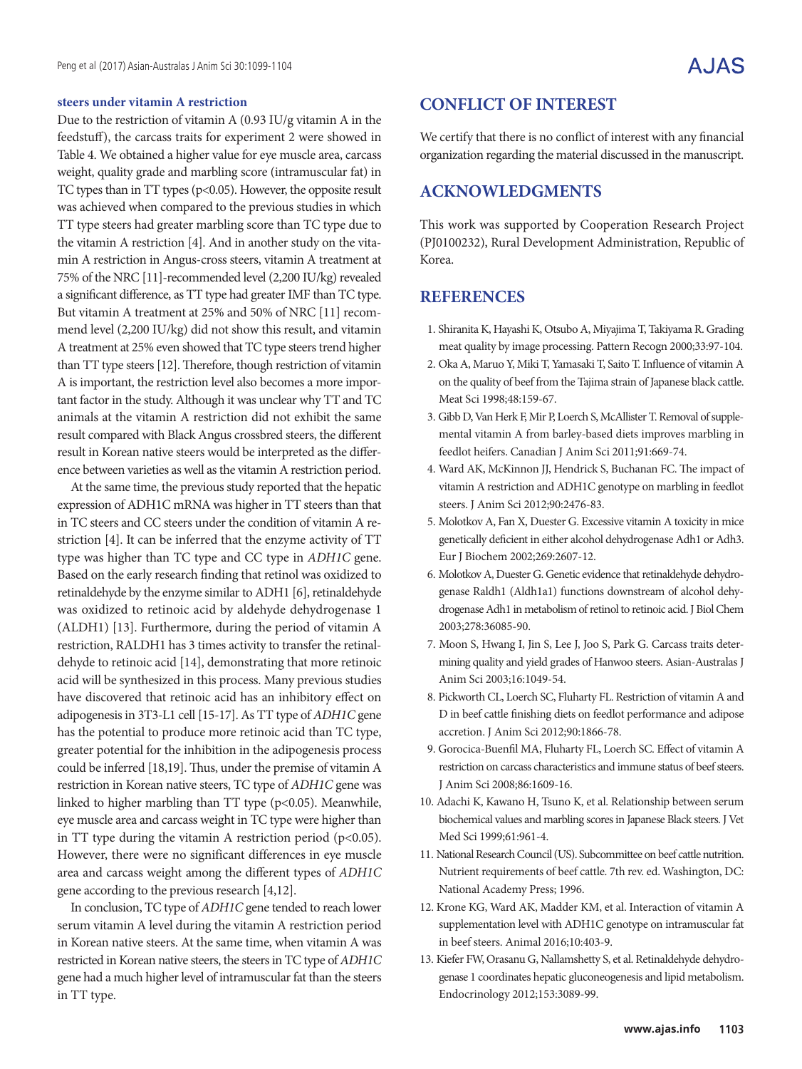**steers under vitamin A restriction**

Due to the restriction of vitamin A (0.93 IU/g vitamin A in the feedstuff), the carcass traits for experiment 2 were showed in Table 4. We obtained a higher value for eye muscle area, carcass weight, quality grade and marbling score (intramuscular fat) in TC types than in TT types ($p<0.05$). However, the opposite result was achieved when compared to the previous studies in which TT type steers had greater marbling score than TC type due to the vitamin A restriction [4]. And in another study on the vitamin A restriction in Angus-cross steers, vitamin A treatment at 75% of the NRC [11]-recommended level (2,200 IU/kg) revealed a significant difference, as TT type had greater IMF than TC type. But vitamin A treatment at 25% and 50% of NRC [11] recommend level (2,200 IU/kg) did not show this result, and vitamin A treatment at 25% even showed that TC type steers trend higher than TT type steers [12]. Therefore, though restriction of vitamin A is important, the restriction level also becomes a more important factor in the study. Although it was unclear why TT and TC animals at the vitamin A restriction did not exhibit the same result compared with Black Angus crossbred steers, the different result in Korean native steers would be interpreted as the difference between varieties as well as the vitamin A restriction period.

At the same time, the previous study reported that the hepatic expression of ADH1C mRNA was higher in TT steers than that in TC steers and CC steers under the condition of vitamin A restriction [4]. It can be inferred that the enzyme activity of TT type was higher than TC type and CC type in *ADH1C* gene. Based on the early research finding that retinol was oxidized to retinaldehyde by the enzyme similar to ADH1 [6], retinaldehyde was oxidized to retinoic acid by aldehyde dehydrogenase 1 (ALDH1) [13]. Furthermore, during the period of vitamin A restriction, RALDH1 has 3 times activity to transfer the retinaldehyde to retinoic acid [14], demonstrating that more retinoic acid will be synthesized in this process. Many previous studies have discovered that retinoic acid has an inhibitory effect on adipogenesis in 3T3-L1 cell [15-17]. As TT type of *ADH1C* gene has the potential to produce more retinoic acid than TC type, greater potential for the inhibition in the adipogenesis process could be inferred [18,19]. Thus, under the premise of vitamin A restriction in Korean native steers, TC type of *ADH1C* gene was linked to higher marbling than TT type ($p<0.05$). Meanwhile, eye muscle area and carcass weight in TC type were higher than in TT type during the vitamin A restriction period ($p<0.05$). However, there were no significant differences in eye muscle area and carcass weight among the different types of *ADH1C* gene according to the previous research [4,12].

In conclusion, TC type of *ADH1C* gene tended to reach lower serum vitamin A level during the vitamin A restriction period in Korean native steers. At the same time, when vitamin A was restricted in Korean native steers, the steers in TC type of *ADH1C* gene had a much higher level of intramuscular fat than the steers in TT type.

## CONFLICT OF INTEREST

We certify that there is no conflict of interest with any financial organization regarding the material discussed in the manuscript.

## ACKNOWLEDGMENTS

This work was supported by Cooperation Research Project (PJ0100232), Rural Development Administration, Republic of Korea.

## REFERENCES

1. Shiranita K, Hayashi K, Otsubo A, Miyajima T, Takiyama R. Grading meat quality by image processing. Pattern Recogn 2000;33:97-104.
2. Oka A, Maruo Y, Miki T, Yamasaki T, Saito T. Influence of vitamin A on the quality of beef from the Tajima strain of Japanese black cattle. Meat Sci 1998;48:159-67.
3. Gibb D, Van Herk F, Mir P, Loerch S, McAllister T. Removal of supplemental vitamin A from barley-based diets improves marbling in feedlot heifers. Canadian J Anim Sci 2011;91:669-74.
4. Ward AK, McKinnon JJ, Hendrick S, Buchanan FC. The impact of vitamin A restriction and ADH1C genotype on marbling in feedlot steers. J Anim Sci 2012;90:2476-83.
5. Molotkov A, Fan X, Duester G. Excessive vitamin A toxicity in mice genetically deficient in either alcohol dehydrogenase Adh1 or Adh3. Eur J Biochem 2002;269:2607-12.
6. Molotkov A, Duester G. Genetic evidence that retinaldehyde dehydrogenase Raldh1 (Aldh1a1) functions downstream of alcohol dehydrogenase Adh1 in metabolism of retinol to retinoic acid. J Biol Chem 2003;278:36085-90.
7. Moon S, Hwang I, Jin S, Lee J, Joo S, Park G. Carcass traits determining quality and yield grades of Hanwoo steers. Asian-Australas J Anim Sci 2003;16:1049-54.
8. Pickworth CL, Loerch SC, Fluharty FL. Restriction of vitamin A and D in beef cattle finishing diets on feedlot performance and adipose accretion. J Anim Sci 2012;90:1866-78.
9. Gorocica-Buenfil MA, Fluharty FL, Loerch SC. Effect of vitamin A restriction on carcass characteristics and immune status of beef steers. J Anim Sci 2008;86:1609-16.
10. Adachi K, Kawano H, Tsuno K, et al. Relationship between serum biochemical values and marbling scores in Japanese Black steers. J Vet Med Sci 1999;61:961-4.
11. National Research Council (US). Subcommittee on beef cattle nutrition. Nutrient requirements of beef cattle. 7th rev. ed. Washington, DC: National Academy Press; 1996.
12. Krone KG, Ward AK, Madder KM, et al. Interaction of vitamin A supplementation level with ADH1C genotype on intramuscular fat in beef steers. Animal 2016;10:403-9.
13. Kiefer FW, Orasanu G, Nallamshetty S, et al. Retinaldehyde dehydrogenase 1 coordinates hepatic gluconeogenesis and lipid metabolism. Endocrinology 2012;153:3089-99.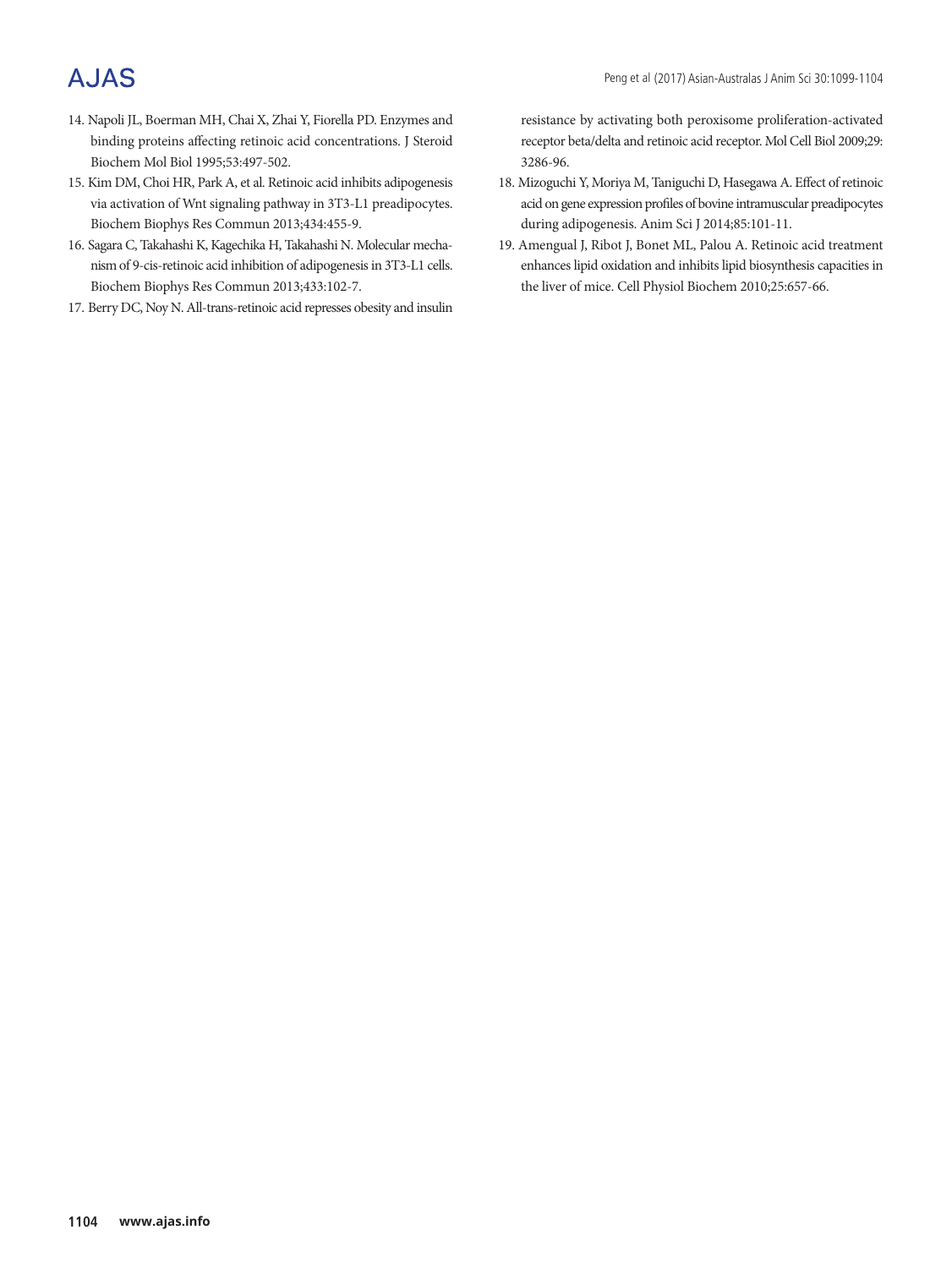14. Napoli JL, Boerman MH, Chai X, Zhai Y, Fiorella PD. Enzymes and binding proteins affecting retinoic acid concentrations. J Steroid Biochem Mol Biol 1995;53:497-502.
15. Kim DM, Choi HR, Park A, et al. Retinoic acid inhibits adipogenesis via activation of Wnt signaling pathway in 3T3-L1 preadipocytes. Biochem Biophys Res Commun 2013;434:455-9.
16. Sagara C, Takahashi K, Kagechika H, Takahashi N. Molecular mechanism of 9-cis-retinoic acid inhibition of adipogenesis in 3T3-L1 cells. Biochem Biophys Res Commun 2013;433:102-7.
17. Berry DC, Noy N. All-trans-retinoic acid represses obesity and insulin resistance by activating both peroxisome proliferation-activated receptor beta/delta and retinoic acid receptor. Mol Cell Biol 2009;29:3286-96.
18. Mizoguchi Y, Moriya M, Taniguchi D, Hasegawa A. Effect of retinoic acid on gene expression profiles of bovine intramuscular preadipocytes during adipogenesis. Anim Sci J 2014;85:101-11.
19. Amengual J, Ribot J, Bonet ML, Palou A. Retinoic acid treatment enhances lipid oxidation and inhibits lipid biosynthesis capacities in the liver of mice. Cell Physiol Biochem 2010;25:657-66.